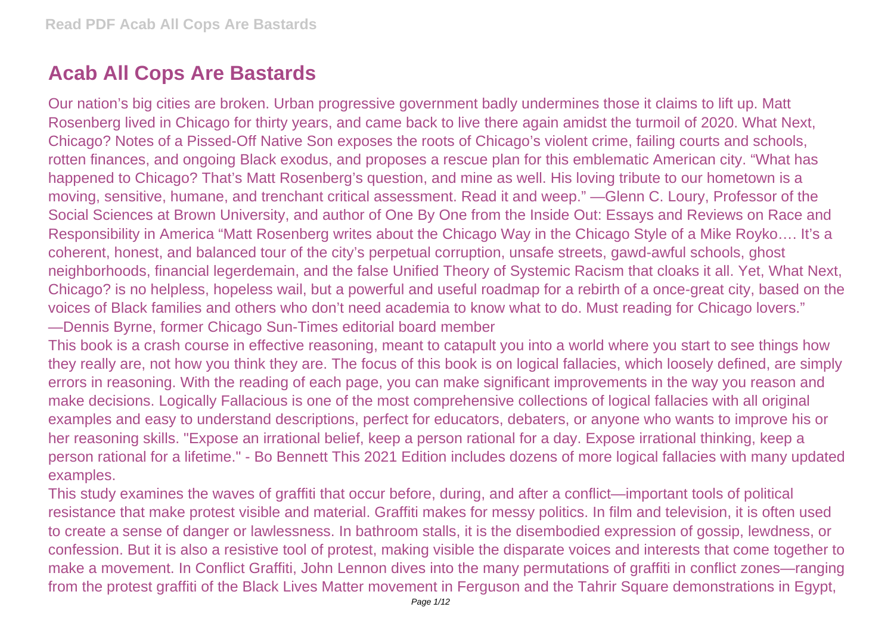# Acab All Cops Are Bastards

Our nation's big cities are broken. Urban progressive government badly undermines those it claims to lift up. Matt Rosenberg lived in Chicago for thirty years, and came back to live there again amidst the turmoil of 2020. What Next, Chicago? Notes of a Pissed-Off Native Son exposes the roots of Chicago's violent crime, failing courts and schools, rotten finances, and ongoing Black exodus, and proposes a rescue plan for this emblematic American city. "What has happened to Chicago? That's Matt Rosenberg's question, and mine as well. His loving tribute to our hometown is a moving, sensitive, humane, and trenchant critical assessment. Read it and weep." —Glenn C. Loury, Professor of the Social Sciences at Brown University, and author of One By One from the Inside Out: Essays and Reviews on Race and Responsibility in America "Matt Rosenberg writes about the Chicago Way in the Chicago Style of a Mike Royko…. It's a coherent, honest, and balanced tour of the city's perpetual corruption, unsafe streets, gawd-awful schools, ghost neighborhoods, financial legerdemain, and the false Unified Theory of Systemic Racism that cloaks it all. Yet, What Next, Chicago? is no helpless, hopeless wail, but a powerful and useful roadmap for a rebirth of a once-great city, based on the voices of Black families and others who don't need academia to know what to do. Must reading for Chicago lovers." —Dennis Byrne, former Chicago Sun-Times editorial board member

This book is a crash course in effective reasoning, meant to catapult you into a world where you start to see things how they really are, not how you think they are. The focus of this book is on logical fallacies, which loosely defined, are simply errors in reasoning. With the reading of each page, you can make significant improvements in the way you reason and make decisions. Logically Fallacious is one of the most comprehensive collections of logical fallacies with all original examples and easy to understand descriptions, perfect for educators, debaters, or anyone who wants to improve his or her reasoning skills. "Expose an irrational belief, keep a person rational for a day. Expose irrational thinking, keep a person rational for a lifetime." - Bo Bennett This 2021 Edition includes dozens of more logical fallacies with many updated examples.

This study examines the waves of graffiti that occur before, during, and after a conflict—important tools of political resistance that make protest visible and material. Graffiti makes for messy politics. In film and television, it is often used to create a sense of danger or lawlessness. In bathroom stalls, it is the disembodied expression of gossip, lewdness, or confession. But it is also a resistive tool of protest, making visible the disparate voices and interests that come together to make a movement. In Conflict Graffiti, John Lennon dives into the many permutations of graffiti in conflict zones—ranging from the protest graffiti of the Black Lives Matter movement in Ferguson and the Tahrir Square demonstrations in Egypt,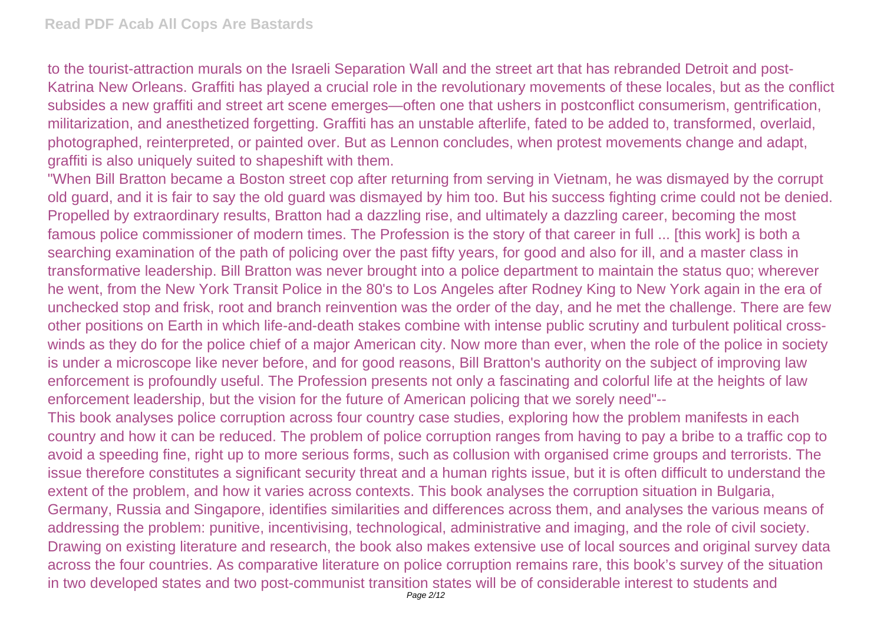to the tourist-attraction murals on the Israeli Separation Wall and the street art that has rebranded Detroit and post-Katrina New Orleans. Graffiti has played a crucial role in the revolutionary movements of these locales, but as the conflict subsides a new graffiti and street art scene emerges—often one that ushers in postconflict consumerism, gentrification, militarization, and anesthetized forgetting. Graffiti has an unstable afterlife, fated to be added to, transformed, overlaid, photographed, reinterpreted, or painted over. But as Lennon concludes, when protest movements change and adapt, graffiti is also uniquely suited to shapeshift with them.

"When Bill Bratton became a Boston street cop after returning from serving in Vietnam, he was dismayed by the corrupt old guard, and it is fair to say the old guard was dismayed by him too. But his success fighting crime could not be denied. Propelled by extraordinary results, Bratton had a dazzling rise, and ultimately a dazzling career, becoming the most famous police commissioner of modern times. The Profession is the story of that career in full ... [this work] is both a searching examination of the path of policing over the past fifty years, for good and also for ill, and a master class in transformative leadership. Bill Bratton was never brought into a police department to maintain the status quo; wherever he went, from the New York Transit Police in the 80's to Los Angeles after Rodney King to New York again in the era of unchecked stop and frisk, root and branch reinvention was the order of the day, and he met the challenge. There are few other positions on Earth in which life-and-death stakes combine with intense public scrutiny and turbulent political cross-winds as they do for the police chief of a major American city. Now more than ever, when the role of the police in society is under a microscope like never before, and for good reasons, Bill Bratton's authority on the subject of improving law enforcement is profoundly useful. The Profession presents not only a fascinating and colorful life at the heights of law enforcement leadership, but the vision for the future of American policing that we sorely need"--

This book analyses police corruption across four country case studies, exploring how the problem manifests in each country and how it can be reduced. The problem of police corruption ranges from having to pay a bribe to a traffic cop to avoid a speeding fine, right up to more serious forms, such as collusion with organised crime groups and terrorists. The issue therefore constitutes a significant security threat and a human rights issue, but it is often difficult to understand the extent of the problem, and how it varies across contexts. This book analyses the corruption situation in Bulgaria, Germany, Russia and Singapore, identifies similarities and differences across them, and analyses the various means of addressing the problem: punitive, incentivising, technological, administrative and imaging, and the role of civil society. Drawing on existing literature and research, the book also makes extensive use of local sources and original survey data across the four countries. As comparative literature on police corruption remains rare, this book's survey of the situation in two developed states and two post-communist transition states will be of considerable interest to students and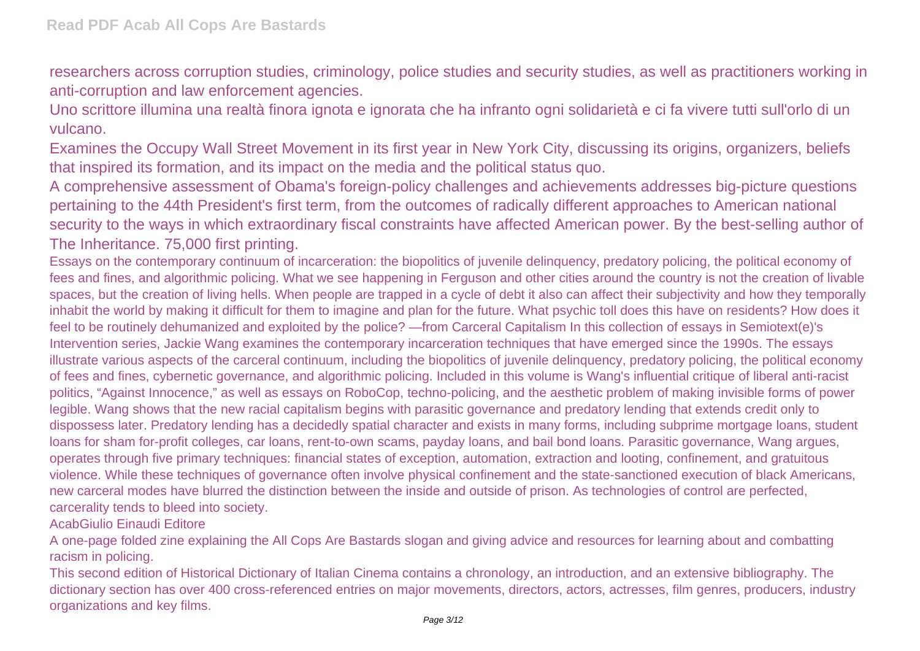researchers across corruption studies, criminology, police studies and security studies, as well as practitioners working in anti-corruption and law enforcement agencies.

Uno scrittore illumina una realtà finora ignota e ignorata che ha infranto ogni solidarietà e ci fa vivere tutti sull'orlo di un vulcano.

Examines the Occupy Wall Street Movement in its first year in New York City, discussing its origins, organizers, beliefs that inspired its formation, and its impact on the media and the political status quo.

A comprehensive assessment of Obama's foreign-policy challenges and achievements addresses big-picture questions pertaining to the 44th President's first term, from the outcomes of radically different approaches to American national security to the ways in which extraordinary fiscal constraints have affected American power. By the best-selling author of The Inheritance. 75,000 first printing.

Essays on the contemporary continuum of incarceration: the biopolitics of juvenile delinquency, predatory policing, the political economy of fees and fines, and algorithmic policing. What we see happening in Ferguson and other cities around the country is not the creation of livable spaces, but the creation of living hells. When people are trapped in a cycle of debt it also can affect their subjectivity and how they temporally inhabit the world by making it difficult for them to imagine and plan for the future. What psychic toll does this have on residents? How does it feel to be routinely dehumanized and exploited by the police? —from Carceral Capitalism In this collection of essays in Semiotext(e)'s Intervention series, Jackie Wang examines the contemporary incarceration techniques that have emerged since the 1990s. The essays illustrate various aspects of the carceral continuum, including the biopolitics of juvenile delinquency, predatory policing, the political economy of fees and fines, cybernetic governance, and algorithmic policing. Included in this volume is Wang's influential critique of liberal anti-racist politics, "Against Innocence," as well as essays on RoboCop, techno-policing, and the aesthetic problem of making invisible forms of power legible. Wang shows that the new racial capitalism begins with parasitic governance and predatory lending that extends credit only to dispossess later. Predatory lending has a decidedly spatial character and exists in many forms, including subprime mortgage loans, student loans for sham for-profit colleges, car loans, rent-to-own scams, payday loans, and bail bond loans. Parasitic governance, Wang argues, operates through five primary techniques: financial states of exception, automation, extraction and looting, confinement, and gratuitous violence. While these techniques of governance often involve physical confinement and the state-sanctioned execution of black Americans, new carceral modes have blurred the distinction between the inside and outside of prison. As technologies of control are perfected, carcerality tends to bleed into society.

AcabGiulio Einaudi Editore

A one-page folded zine explaining the All Cops Are Bastards slogan and giving advice and resources for learning about and combatting racism in policing.

This second edition of Historical Dictionary of Italian Cinema contains a chronology, an introduction, and an extensive bibliography. The dictionary section has over 400 cross-referenced entries on major movements, directors, actors, actresses, film genres, producers, industry organizations and key films.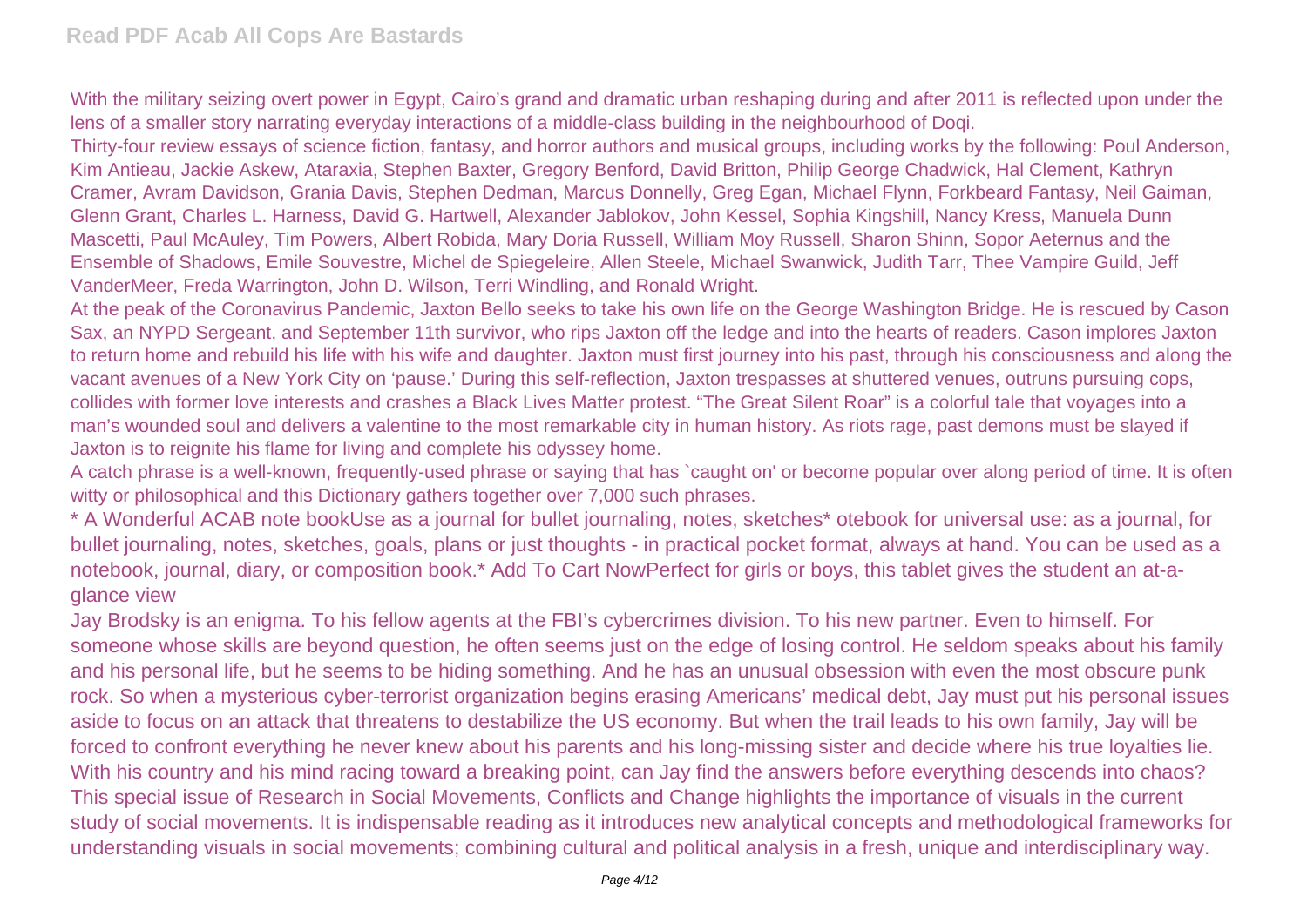With the military seizing overt power in Egypt, Cairo's grand and dramatic urban reshaping during and after 2011 is reflected upon under the lens of a smaller story narrating everyday interactions of a middle-class building in the neighbourhood of Doqi.

Thirty-four review essays of science fiction, fantasy, and horror authors and musical groups, including works by the following: Poul Anderson, Kim Antieau, Jackie Askew, Ataraxia, Stephen Baxter, Gregory Benford, David Britton, Philip George Chadwick, Hal Clement, Kathryn Cramer, Avram Davidson, Grania Davis, Stephen Dedman, Marcus Donnelly, Greg Egan, Michael Flynn, Forkbeard Fantasy, Neil Gaiman, Glenn Grant, Charles L. Harness, David G. Hartwell, Alexander Jablokov, John Kessel, Sophia Kingshill, Nancy Kress, Manuela Dunn Mascetti, Paul McAuley, Tim Powers, Albert Robida, Mary Doria Russell, William Moy Russell, Sharon Shinn, Sopor Aeternus and the Ensemble of Shadows, Emile Souvestre, Michel de Spiegeleire, Allen Steele, Michael Swanwick, Judith Tarr, Thee Vampire Guild, Jeff VanderMeer, Freda Warrington, John D. Wilson, Terri Windling, and Ronald Wright.

At the peak of the Coronavirus Pandemic, Jaxton Bello seeks to take his own life on the George Washington Bridge. He is rescued by Cason Sax, an NYPD Sergeant, and September 11th survivor, who rips Jaxton off the ledge and into the hearts of readers. Cason implores Jaxton to return home and rebuild his life with his wife and daughter. Jaxton must first journey into his past, through his consciousness and along the vacant avenues of a New York City on 'pause.' During this self-reflection, Jaxton trespasses at shuttered venues, outruns pursuing cops, collides with former love interests and crashes a Black Lives Matter protest. "The Great Silent Roar" is a colorful tale that voyages into a man's wounded soul and delivers a valentine to the most remarkable city in human history. As riots rage, past demons must be slayed if Jaxton is to reignite his flame for living and complete his odyssey home.

A catch phrase is a well-known, frequently-used phrase or saying that has `caught on' or become popular over along period of time. It is often witty or philosophical and this Dictionary gathers together over 7,000 such phrases.

* A Wonderful ACAB note bookUse as a journal for bullet journaling, notes, sketches* otebook for universal use: as a journal, for bullet journaling, notes, sketches, goals, plans or just thoughts - in practical pocket format, always at hand. You can be used as a notebook, journal, diary, or composition book.* Add To Cart NowPerfect for girls or boys, this tablet gives the student an at-a-glance view

Jay Brodsky is an enigma. To his fellow agents at the FBI's cybercrimes division. To his new partner. Even to himself. For someone whose skills are beyond question, he often seems just on the edge of losing control. He seldom speaks about his family and his personal life, but he seems to be hiding something. And he has an unusual obsession with even the most obscure punk rock. So when a mysterious cyber-terrorist organization begins erasing Americans' medical debt, Jay must put his personal issues aside to focus on an attack that threatens to destabilize the US economy. But when the trail leads to his own family, Jay will be forced to confront everything he never knew about his parents and his long-missing sister and decide where his true loyalties lie. With his country and his mind racing toward a breaking point, can Jay find the answers before everything descends into chaos?

This special issue of Research in Social Movements, Conflicts and Change highlights the importance of visuals in the current study of social movements. It is indispensable reading as it introduces new analytical concepts and methodological frameworks for understanding visuals in social movements; combining cultural and political analysis in a fresh, unique and interdisciplinary way.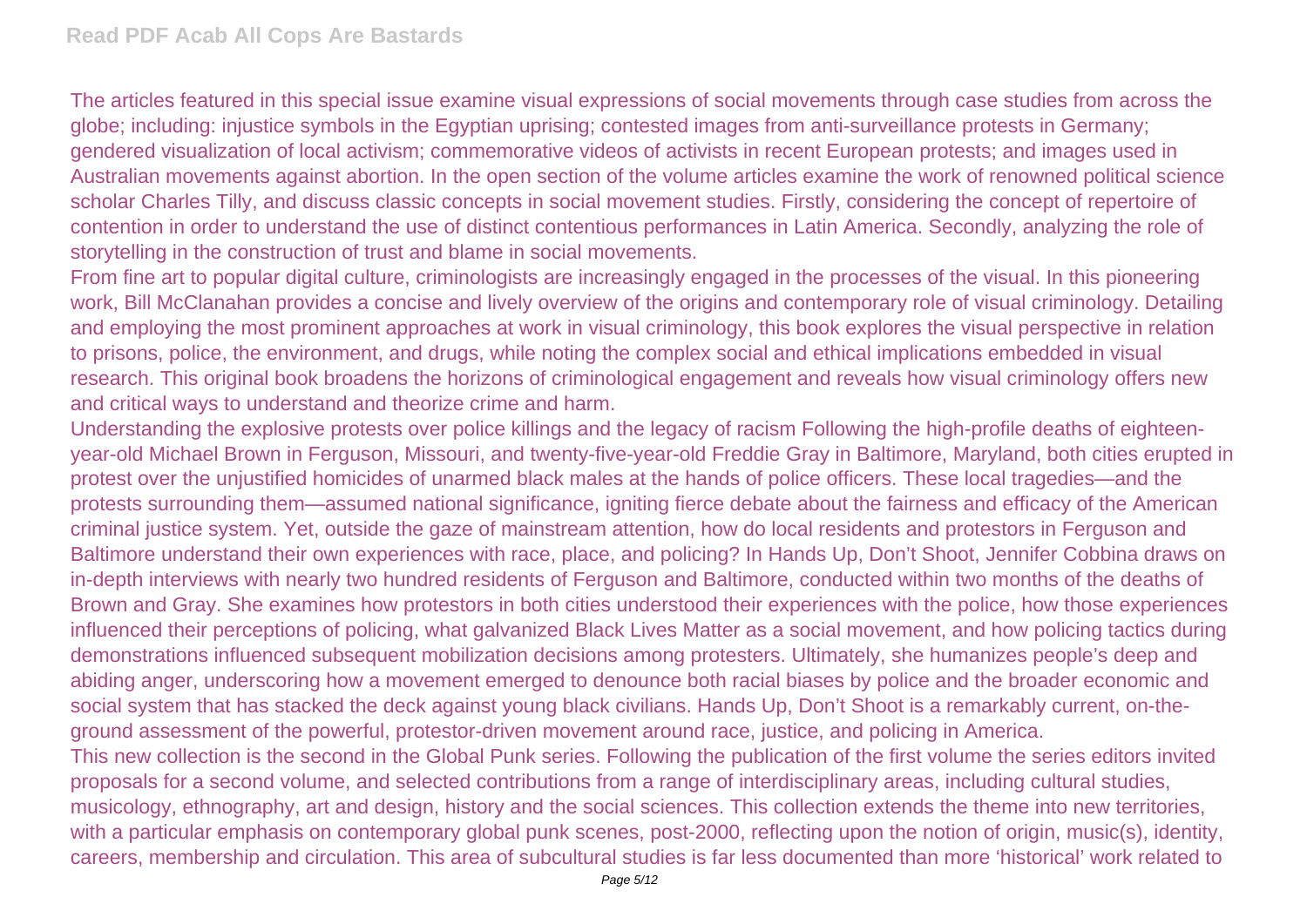The articles featured in this special issue examine visual expressions of social movements through case studies from across the globe; including: injustice symbols in the Egyptian uprising; contested images from anti-surveillance protests in Germany; gendered visualization of local activism; commemorative videos of activists in recent European protests; and images used in Australian movements against abortion. In the open section of the volume articles examine the work of renowned political science scholar Charles Tilly, and discuss classic concepts in social movement studies. Firstly, considering the concept of repertoire of contention in order to understand the use of distinct contentious performances in Latin America. Secondly, analyzing the role of storytelling in the construction of trust and blame in social movements.

From fine art to popular digital culture, criminologists are increasingly engaged in the processes of the visual. In this pioneering work, Bill McClanahan provides a concise and lively overview of the origins and contemporary role of visual criminology. Detailing and employing the most prominent approaches at work in visual criminology, this book explores the visual perspective in relation to prisons, police, the environment, and drugs, while noting the complex social and ethical implications embedded in visual research. This original book broadens the horizons of criminological engagement and reveals how visual criminology offers new and critical ways to understand and theorize crime and harm.

Understanding the explosive protests over police killings and the legacy of racism Following the high-profile deaths of eighteen-year-old Michael Brown in Ferguson, Missouri, and twenty-five-year-old Freddie Gray in Baltimore, Maryland, both cities erupted in protest over the unjustified homicides of unarmed black males at the hands of police officers. These local tragedies—and the protests surrounding them—assumed national significance, igniting fierce debate about the fairness and efficacy of the American criminal justice system. Yet, outside the gaze of mainstream attention, how do local residents and protestors in Ferguson and Baltimore understand their own experiences with race, place, and policing? In Hands Up, Don't Shoot, Jennifer Cobbina draws on in-depth interviews with nearly two hundred residents of Ferguson and Baltimore, conducted within two months of the deaths of Brown and Gray. She examines how protestors in both cities understood their experiences with the police, how those experiences influenced their perceptions of policing, what galvanized Black Lives Matter as a social movement, and how policing tactics during demonstrations influenced subsequent mobilization decisions among protesters. Ultimately, she humanizes people's deep and abiding anger, underscoring how a movement emerged to denounce both racial biases by police and the broader economic and social system that has stacked the deck against young black civilians. Hands Up, Don't Shoot is a remarkably current, on-the-ground assessment of the powerful, protestor-driven movement around race, justice, and policing in America.

This new collection is the second in the Global Punk series. Following the publication of the first volume the series editors invited proposals for a second volume, and selected contributions from a range of interdisciplinary areas, including cultural studies, musicology, ethnography, art and design, history and the social sciences. This collection extends the theme into new territories, with a particular emphasis on contemporary global punk scenes, post-2000, reflecting upon the notion of origin, music(s), identity, careers, membership and circulation. This area of subcultural studies is far less documented than more 'historical' work related to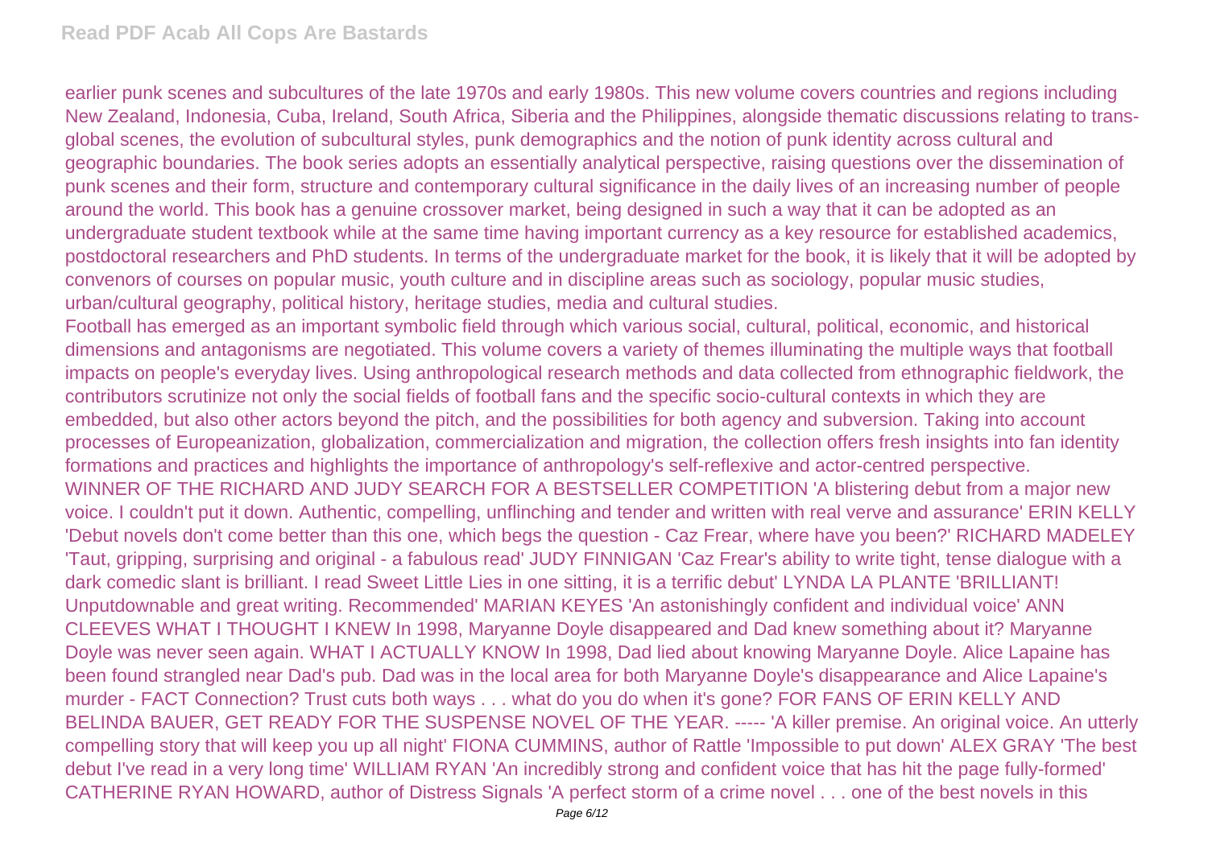earlier punk scenes and subcultures of the late 1970s and early 1980s. This new volume covers countries and regions including New Zealand, Indonesia, Cuba, Ireland, South Africa, Siberia and the Philippines, alongside thematic discussions relating to trans-global scenes, the evolution of subcultural styles, punk demographics and the notion of punk identity across cultural and geographic boundaries. The book series adopts an essentially analytical perspective, raising questions over the dissemination of punk scenes and their form, structure and contemporary cultural significance in the daily lives of an increasing number of people around the world. This book has a genuine crossover market, being designed in such a way that it can be adopted as an undergraduate student textbook while at the same time having important currency as a key resource for established academics, postdoctoral researchers and PhD students. In terms of the undergraduate market for the book, it is likely that it will be adopted by convenors of courses on popular music, youth culture and in discipline areas such as sociology, popular music studies, urban/cultural geography, political history, heritage studies, media and cultural studies.

Football has emerged as an important symbolic field through which various social, cultural, political, economic, and historical dimensions and antagonisms are negotiated. This volume covers a variety of themes illuminating the multiple ways that football impacts on people's everyday lives. Using anthropological research methods and data collected from ethnographic fieldwork, the contributors scrutinize not only the social fields of football fans and the specific socio-cultural contexts in which they are embedded, but also other actors beyond the pitch, and the possibilities for both agency and subversion. Taking into account processes of Europeanization, globalization, commercialization and migration, the collection offers fresh insights into fan identity formations and practices and highlights the importance of anthropology's self-reflexive and actor-centred perspective.

WINNER OF THE RICHARD AND JUDY SEARCH FOR A BESTSELLER COMPETITION 'A blistering debut from a major new voice. I couldn't put it down. Authentic, compelling, unflinching and tender and written with real verve and assurance' ERIN KELLY 'Debut novels don't come better than this one, which begs the question - Caz Frear, where have you been?' RICHARD MADELEY 'Taut, gripping, surprising and original - a fabulous read' JUDY FINNIGAN 'Caz Frear's ability to write tight, tense dialogue with a dark comedic slant is brilliant. I read Sweet Little Lies in one sitting, it is a terrific debut' LYNDA LA PLANTE 'BRILLIANT! Unputdownable and great writing. Recommended' MARIAN KEYES 'An astonishingly confident and individual voice' ANN CLEEVES WHAT I THOUGHT I KNEW In 1998, Maryanne Doyle disappeared and Dad knew something about it? Maryanne Doyle was never seen again. WHAT I ACTUALLY KNOW In 1998, Dad lied about knowing Maryanne Doyle. Alice Lapaine has been found strangled near Dad's pub. Dad was in the local area for both Maryanne Doyle's disappearance and Alice Lapaine's murder - FACT Connection? Trust cuts both ways . . . what do you do when it's gone? FOR FANS OF ERIN KELLY AND BELINDA BAUER, GET READY FOR THE SUSPENSE NOVEL OF THE YEAR. ----- 'A killer premise. An original voice. An utterly compelling story that will keep you up all night' FIONA CUMMINS, author of Rattle 'Impossible to put down' ALEX GRAY 'The best debut I've read in a very long time' WILLIAM RYAN 'An incredibly strong and confident voice that has hit the page fully-formed' CATHERINE RYAN HOWARD, author of Distress Signals 'A perfect storm of a crime novel . . . one of the best novels in this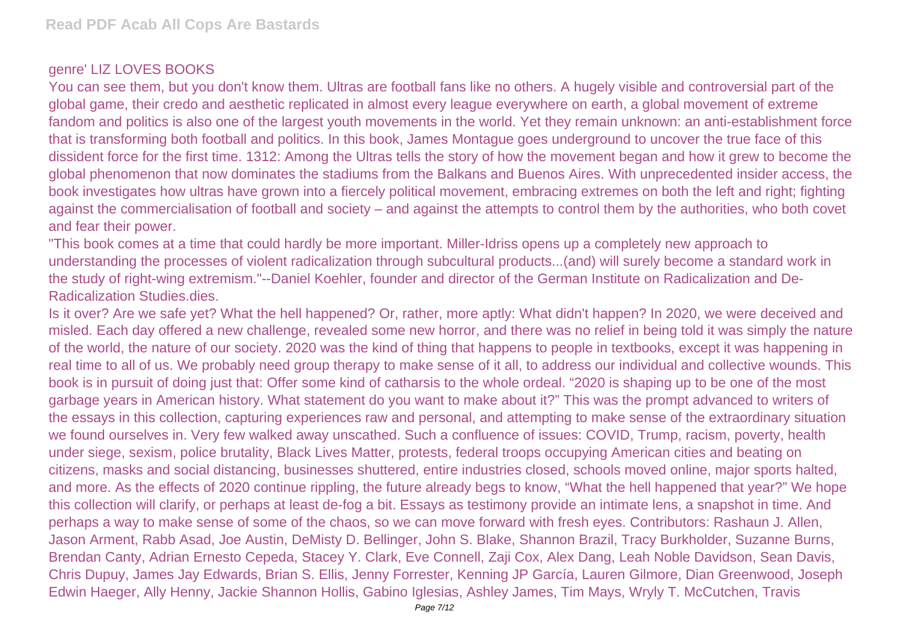genre' LIZ LOVES BOOKS

You can see them, but you don't know them. Ultras are football fans like no others. A hugely visible and controversial part of the global game, their credo and aesthetic replicated in almost every league everywhere on earth, a global movement of extreme fandom and politics is also one of the largest youth movements in the world. Yet they remain unknown: an anti-establishment force that is transforming both football and politics. In this book, James Montague goes underground to uncover the true face of this dissident force for the first time. 1312: Among the Ultras tells the story of how the movement began and how it grew to become the global phenomenon that now dominates the stadiums from the Balkans and Buenos Aires. With unprecedented insider access, the book investigates how ultras have grown into a fiercely political movement, embracing extremes on both the left and right; fighting against the commercialisation of football and society – and against the attempts to control them by the authorities, who both covet and fear their power.

"This book comes at a time that could hardly be more important. Miller-Idriss opens up a completely new approach to understanding the processes of violent radicalization through subcultural products...(and) will surely become a standard work in the study of right-wing extremism."--Daniel Koehler, founder and director of the German Institute on Radicalization and De-Radicalization Studies.dies.

Is it over? Are we safe yet? What the hell happened? Or, rather, more aptly: What didn't happen? In 2020, we were deceived and misled. Each day offered a new challenge, revealed some new horror, and there was no relief in being told it was simply the nature of the world, the nature of our society. 2020 was the kind of thing that happens to people in textbooks, except it was happening in real time to all of us. We probably need group therapy to make sense of it all, to address our individual and collective wounds. This book is in pursuit of doing just that: Offer some kind of catharsis to the whole ordeal. "2020 is shaping up to be one of the most garbage years in American history. What statement do you want to make about it?" This was the prompt advanced to writers of the essays in this collection, capturing experiences raw and personal, and attempting to make sense of the extraordinary situation we found ourselves in. Very few walked away unscathed. Such a confluence of issues: COVID, Trump, racism, poverty, health under siege, sexism, police brutality, Black Lives Matter, protests, federal troops occupying American cities and beating on citizens, masks and social distancing, businesses shuttered, entire industries closed, schools moved online, major sports halted, and more. As the effects of 2020 continue rippling, the future already begs to know, "What the hell happened that year?" We hope this collection will clarify, or perhaps at least de-fog a bit. Essays as testimony provide an intimate lens, a snapshot in time. And perhaps a way to make sense of some of the chaos, so we can move forward with fresh eyes. Contributors: Rashaun J. Allen, Jason Arment, Rabb Asad, Joe Austin, DeMisty D. Bellinger, John S. Blake, Shannon Brazil, Tracy Burkholder, Suzanne Burns, Brendan Canty, Adrian Ernesto Cepeda, Stacey Y. Clark, Eve Connell, Zaji Cox, Alex Dang, Leah Noble Davidson, Sean Davis, Chris Dupuy, James Jay Edwards, Brian S. Ellis, Jenny Forrester, Kenning JP García, Lauren Gilmore, Dian Greenwood, Joseph Edwin Haeger, Ally Henny, Jackie Shannon Hollis, Gabino Iglesias, Ashley James, Tim Mays, Wryly T. McCutchen, Travis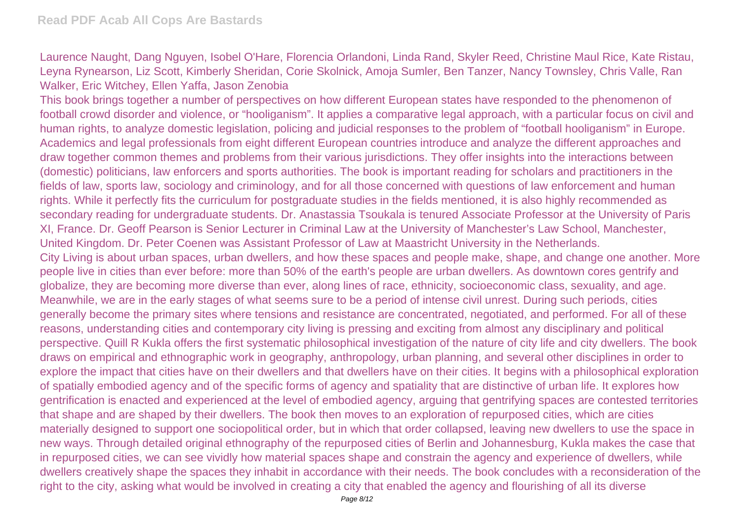Laurence Naught, Dang Nguyen, Isobel O'Hare, Florencia Orlandoni, Linda Rand, Skyler Reed, Christine Maul Rice, Kate Ristau, Leyna Rynearson, Liz Scott, Kimberly Sheridan, Corie Skolnick, Amoja Sumler, Ben Tanzer, Nancy Townsley, Chris Valle, Ran Walker, Eric Witchey, Ellen Yaffa, Jason Zenobia

This book brings together a number of perspectives on how different European states have responded to the phenomenon of football crowd disorder and violence, or "hooliganism". It applies a comparative legal approach, with a particular focus on civil and human rights, to analyze domestic legislation, policing and judicial responses to the problem of "football hooliganism" in Europe. Academics and legal professionals from eight different European countries introduce and analyze the different approaches and draw together common themes and problems from their various jurisdictions. They offer insights into the interactions between (domestic) politicians, law enforcers and sports authorities. The book is important reading for scholars and practitioners in the fields of law, sports law, sociology and criminology, and for all those concerned with questions of law enforcement and human rights. While it perfectly fits the curriculum for postgraduate studies in the fields mentioned, it is also highly recommended as secondary reading for undergraduate students. Dr. Anastassia Tsoukala is tenured Associate Professor at the University of Paris XI, France. Dr. Geoff Pearson is Senior Lecturer in Criminal Law at the University of Manchester's Law School, Manchester, United Kingdom. Dr. Peter Coenen was Assistant Professor of Law at Maastricht University in the Netherlands.

City Living is about urban spaces, urban dwellers, and how these spaces and people make, shape, and change one another. More people live in cities than ever before: more than 50% of the earth's people are urban dwellers. As downtown cores gentrify and globalize, they are becoming more diverse than ever, along lines of race, ethnicity, socioeconomic class, sexuality, and age. Meanwhile, we are in the early stages of what seems sure to be a period of intense civil unrest. During such periods, cities generally become the primary sites where tensions and resistance are concentrated, negotiated, and performed. For all of these reasons, understanding cities and contemporary city living is pressing and exciting from almost any disciplinary and political perspective. Quill R Kukla offers the first systematic philosophical investigation of the nature of city life and city dwellers. The book draws on empirical and ethnographic work in geography, anthropology, urban planning, and several other disciplines in order to explore the impact that cities have on their dwellers and that dwellers have on their cities. It begins with a philosophical exploration of spatially embodied agency and of the specific forms of agency and spatiality that are distinctive of urban life. It explores how gentrification is enacted and experienced at the level of embodied agency, arguing that gentrifying spaces are contested territories that shape and are shaped by their dwellers. The book then moves to an exploration of repurposed cities, which are cities materially designed to support one sociopolitical order, but in which that order collapsed, leaving new dwellers to use the space in new ways. Through detailed original ethnography of the repurposed cities of Berlin and Johannesburg, Kukla makes the case that in repurposed cities, we can see vividly how material spaces shape and constrain the agency and experience of dwellers, while dwellers creatively shape the spaces they inhabit in accordance with their needs. The book concludes with a reconsideration of the right to the city, asking what would be involved in creating a city that enabled the agency and flourishing of all its diverse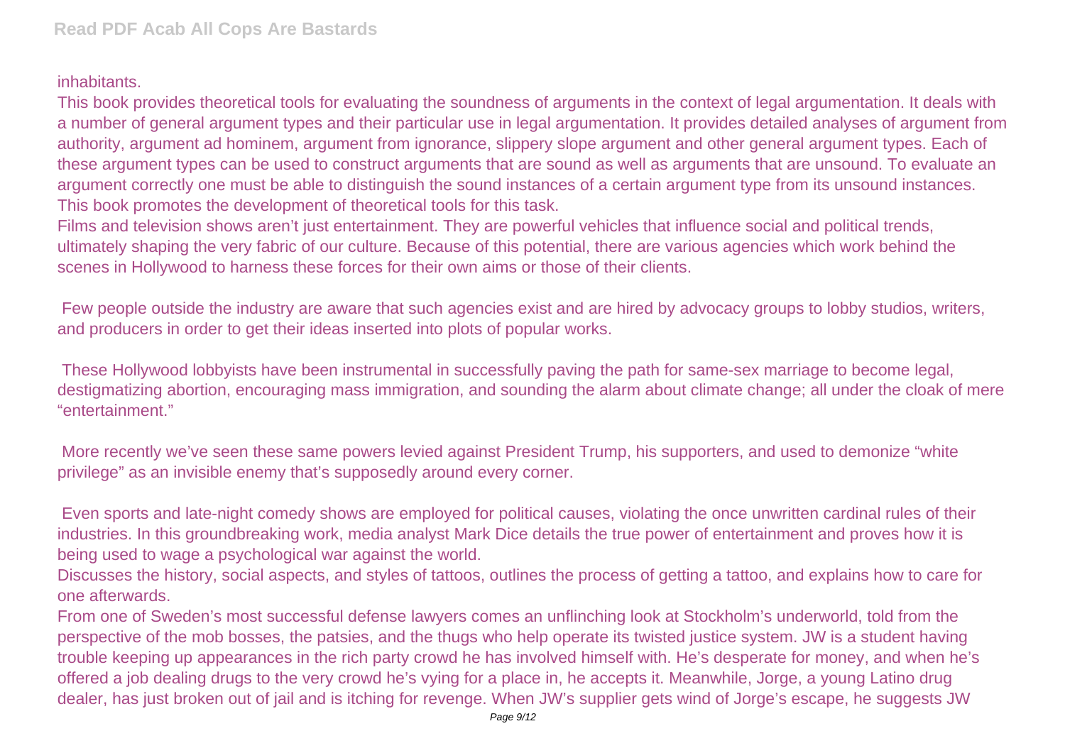inhabitants.

This book provides theoretical tools for evaluating the soundness of arguments in the context of legal argumentation. It deals with a number of general argument types and their particular use in legal argumentation. It provides detailed analyses of argument from authority, argument ad hominem, argument from ignorance, slippery slope argument and other general argument types. Each of these argument types can be used to construct arguments that are sound as well as arguments that are unsound. To evaluate an argument correctly one must be able to distinguish the sound instances of a certain argument type from its unsound instances. This book promotes the development of theoretical tools for this task.

Films and television shows aren't just entertainment. They are powerful vehicles that influence social and political trends, ultimately shaping the very fabric of our culture. Because of this potential, there are various agencies which work behind the scenes in Hollywood to harness these forces for their own aims or those of their clients.

Few people outside the industry are aware that such agencies exist and are hired by advocacy groups to lobby studios, writers, and producers in order to get their ideas inserted into plots of popular works.

These Hollywood lobbyists have been instrumental in successfully paving the path for same-sex marriage to become legal, destigmatizing abortion, encouraging mass immigration, and sounding the alarm about climate change; all under the cloak of mere "entertainment."

More recently we've seen these same powers levied against President Trump, his supporters, and used to demonize "white privilege" as an invisible enemy that's supposedly around every corner.

Even sports and late-night comedy shows are employed for political causes, violating the once unwritten cardinal rules of their industries. In this groundbreaking work, media analyst Mark Dice details the true power of entertainment and proves how it is being used to wage a psychological war against the world.

Discusses the history, social aspects, and styles of tattoos, outlines the process of getting a tattoo, and explains how to care for one afterwards.

From one of Sweden's most successful defense lawyers comes an unflinching look at Stockholm's underworld, told from the perspective of the mob bosses, the patsies, and the thugs who help operate its twisted justice system. JW is a student having trouble keeping up appearances in the rich party crowd he has involved himself with. He's desperate for money, and when he's offered a job dealing drugs to the very crowd he's vying for a place in, he accepts it. Meanwhile, Jorge, a young Latino drug dealer, has just broken out of jail and is itching for revenge. When JW's supplier gets wind of Jorge's escape, he suggests JW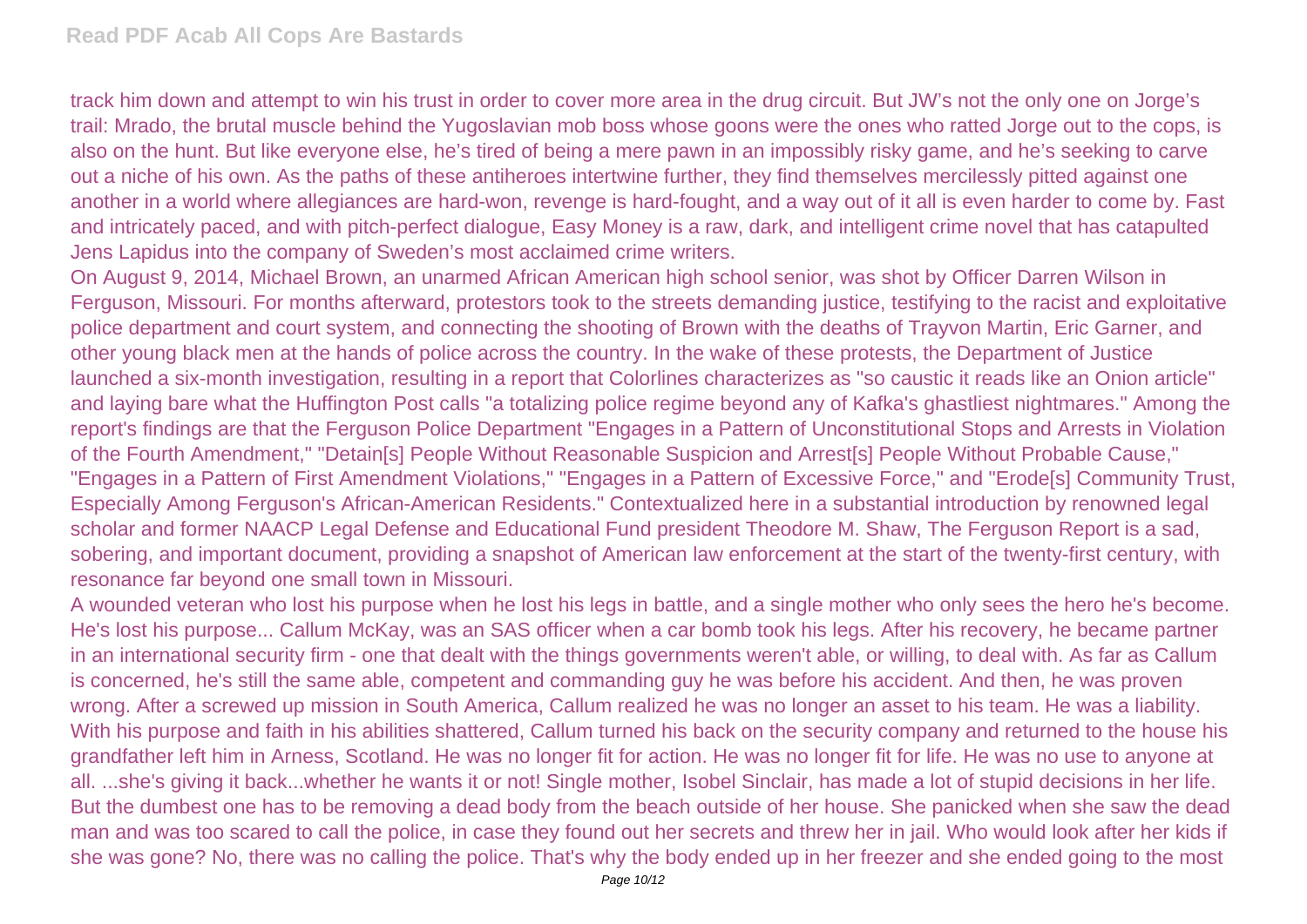track him down and attempt to win his trust in order to cover more area in the drug circuit. But JW's not the only one on Jorge's trail: Mrado, the brutal muscle behind the Yugoslavian mob boss whose goons were the ones who ratted Jorge out to the cops, is also on the hunt. But like everyone else, he's tired of being a mere pawn in an impossibly risky game, and he's seeking to carve out a niche of his own. As the paths of these antiheroes intertwine further, they find themselves mercilessly pitted against one another in a world where allegiances are hard-won, revenge is hard-fought, and a way out of it all is even harder to come by. Fast and intricately paced, and with pitch-perfect dialogue, Easy Money is a raw, dark, and intelligent crime novel that has catapulted Jens Lapidus into the company of Sweden's most acclaimed crime writers.

On August 9, 2014, Michael Brown, an unarmed African American high school senior, was shot by Officer Darren Wilson in Ferguson, Missouri. For months afterward, protestors took to the streets demanding justice, testifying to the racist and exploitative police department and court system, and connecting the shooting of Brown with the deaths of Trayvon Martin, Eric Garner, and other young black men at the hands of police across the country. In the wake of these protests, the Department of Justice launched a six-month investigation, resulting in a report that Colorlines characterizes as "so caustic it reads like an Onion article" and laying bare what the Huffington Post calls "a totalizing police regime beyond any of Kafka's ghastliest nightmares." Among the report's findings are that the Ferguson Police Department "Engages in a Pattern of Unconstitutional Stops and Arrests in Violation of the Fourth Amendment," "Detain[s] People Without Reasonable Suspicion and Arrest[s] People Without Probable Cause," "Engages in a Pattern of First Amendment Violations," "Engages in a Pattern of Excessive Force," and "Erode[s] Community Trust, Especially Among Ferguson's African-American Residents." Contextualized here in a substantial introduction by renowned legal scholar and former NAACP Legal Defense and Educational Fund president Theodore M. Shaw, The Ferguson Report is a sad, sobering, and important document, providing a snapshot of American law enforcement at the start of the twenty-first century, with resonance far beyond one small town in Missouri.

A wounded veteran who lost his purpose when he lost his legs in battle, and a single mother who only sees the hero he's become. He's lost his purpose... Callum McKay, was an SAS officer when a car bomb took his legs. After his recovery, he became partner in an international security firm - one that dealt with the things governments weren't able, or willing, to deal with. As far as Callum is concerned, he's still the same able, competent and commanding guy he was before his accident. And then, he was proven wrong. After a screwed up mission in South America, Callum realized he was no longer an asset to his team. He was a liability. With his purpose and faith in his abilities shattered, Callum turned his back on the security company and returned to the house his grandfather left him in Arness, Scotland. He was no longer fit for action. He was no longer fit for life. He was no use to anyone at all. ...she's giving it back...whether he wants it or not! Single mother, Isobel Sinclair, has made a lot of stupid decisions in her life. But the dumbest one has to be removing a dead body from the beach outside of her house. She panicked when she saw the dead man and was too scared to call the police, in case they found out her secrets and threw her in jail. Who would look after her kids if she was gone? No, there was no calling the police. That's why the body ended up in her freezer and she ended going to the most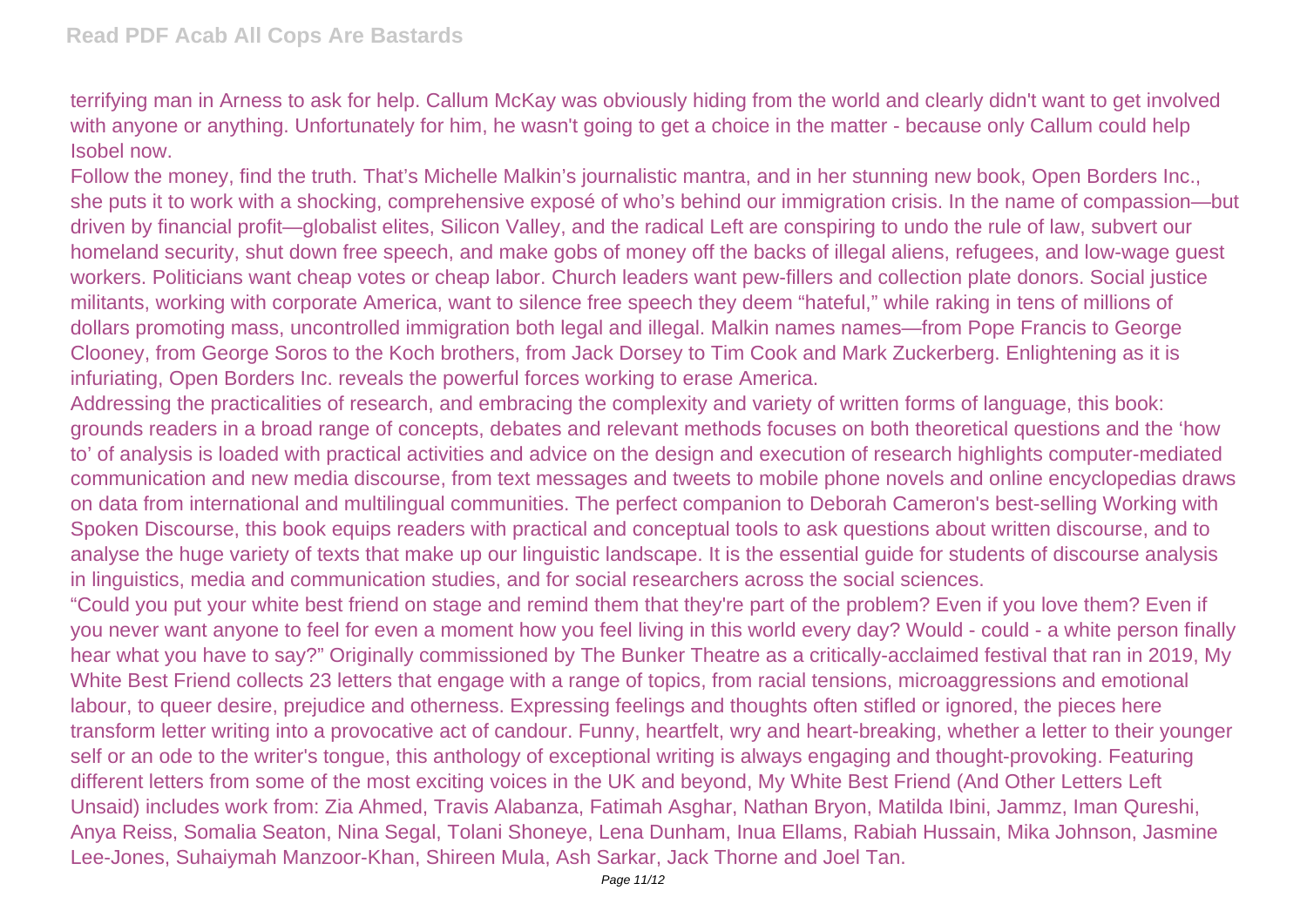terrifying man in Arness to ask for help. Callum McKay was obviously hiding from the world and clearly didn't want to get involved with anyone or anything. Unfortunately for him, he wasn't going to get a choice in the matter - because only Callum could help Isobel now.

Follow the money, find the truth. That's Michelle Malkin's journalistic mantra, and in her stunning new book, Open Borders Inc., she puts it to work with a shocking, comprehensive exposé of who's behind our immigration crisis. In the name of compassion—but driven by financial profit—globalist elites, Silicon Valley, and the radical Left are conspiring to undo the rule of law, subvert our homeland security, shut down free speech, and make gobs of money off the backs of illegal aliens, refugees, and low-wage guest workers. Politicians want cheap votes or cheap labor. Church leaders want pew-fillers and collection plate donors. Social justice militants, working with corporate America, want to silence free speech they deem "hateful," while raking in tens of millions of dollars promoting mass, uncontrolled immigration both legal and illegal. Malkin names names—from Pope Francis to George Clooney, from George Soros to the Koch brothers, from Jack Dorsey to Tim Cook and Mark Zuckerberg. Enlightening as it is infuriating, Open Borders Inc. reveals the powerful forces working to erase America.

Addressing the practicalities of research, and embracing the complexity and variety of written forms of language, this book: grounds readers in a broad range of concepts, debates and relevant methods focuses on both theoretical questions and the 'how to' of analysis is loaded with practical activities and advice on the design and execution of research highlights computer-mediated communication and new media discourse, from text messages and tweets to mobile phone novels and online encyclopedias draws on data from international and multilingual communities. The perfect companion to Deborah Cameron's best-selling Working with Spoken Discourse, this book equips readers with practical and conceptual tools to ask questions about written discourse, and to analyse the huge variety of texts that make up our linguistic landscape. It is the essential guide for students of discourse analysis in linguistics, media and communication studies, and for social researchers across the social sciences.

"Could you put your white best friend on stage and remind them that they're part of the problem? Even if you love them? Even if you never want anyone to feel for even a moment how you feel living in this world every day? Would - could - a white person finally hear what you have to say?" Originally commissioned by The Bunker Theatre as a critically-acclaimed festival that ran in 2019, My White Best Friend collects 23 letters that engage with a range of topics, from racial tensions, microaggressions and emotional labour, to queer desire, prejudice and otherness. Expressing feelings and thoughts often stifled or ignored, the pieces here transform letter writing into a provocative act of candour. Funny, heartfelt, wry and heart-breaking, whether a letter to their younger self or an ode to the writer's tongue, this anthology of exceptional writing is always engaging and thought-provoking. Featuring different letters from some of the most exciting voices in the UK and beyond, My White Best Friend (And Other Letters Left Unsaid) includes work from: Zia Ahmed, Travis Alabanza, Fatimah Asghar, Nathan Bryon, Matilda Ibini, Jammz, Iman Qureshi, Anya Reiss, Somalia Seaton, Nina Segal, Tolani Shoneye, Lena Dunham, Inua Ellams, Rabiah Hussain, Mika Johnson, Jasmine Lee-Jones, Suhaiymah Manzoor-Khan, Shireen Mula, Ash Sarkar, Jack Thorne and Joel Tan.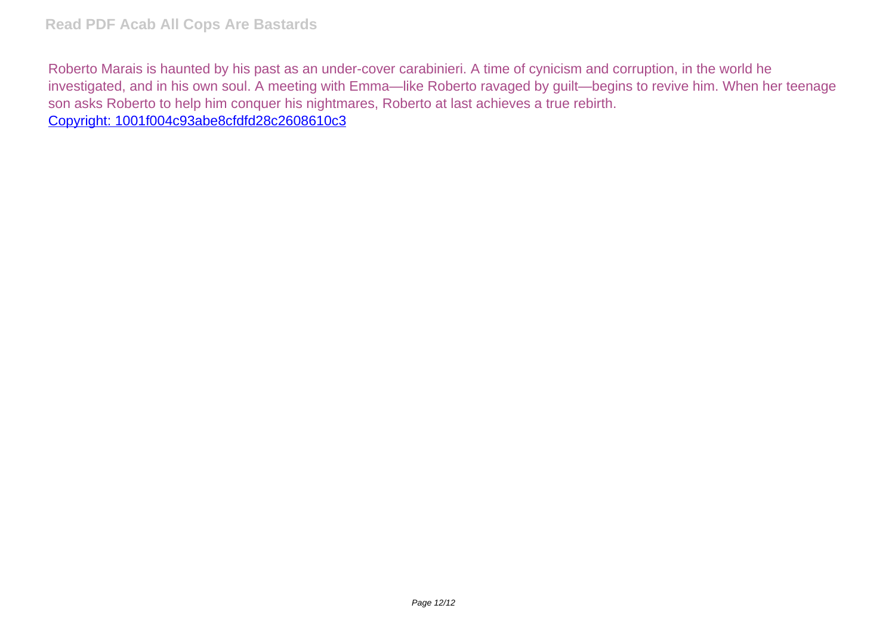Roberto Marais is haunted by his past as an under-cover carabinieri. A time of cynicism and corruption, in the world he investigated, and in his own soul. A meeting with Emma—like Roberto ravaged by guilt—begins to revive him. When her teenage son asks Roberto to help him conquer his nightmares, Roberto at last achieves a true rebirth.

Copyright: 1001f004c93abe8cfdfd28c2608610c3